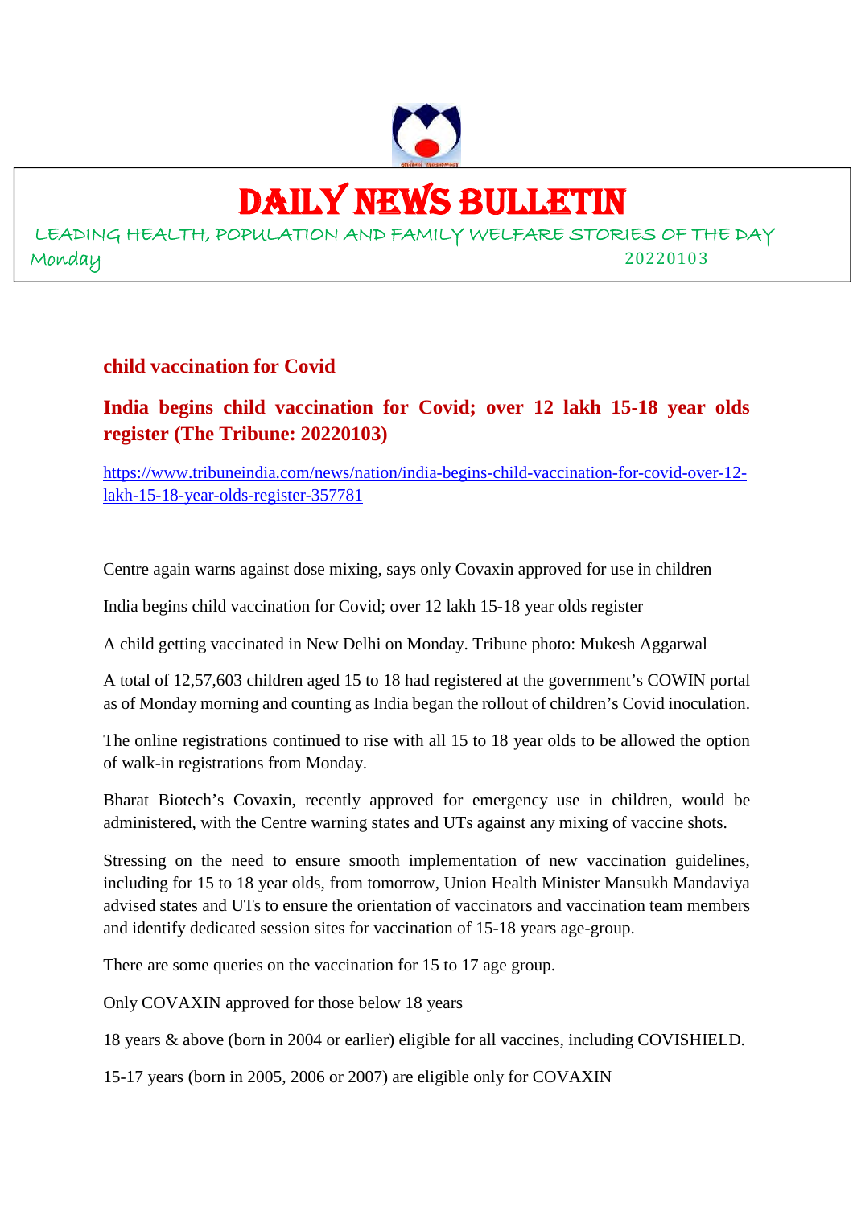# DAILY NEWS BULLETIN

LEADING HEALTH, POPULATION AND FAMILY WELFARE STORIES OF THE DAY

Monday 20220103

## child vaccination for Covid

### India begins child vaccination for Covid; over 12 lakh 15-18 year olds register (The Tribune: 20220103)

https://www.tribuneindia.com/news/nation/india-begins-child-vaccination-for-covid-over-12-lakh-15-18-year-olds-register-357781

Centre again warns against dose mixing, says only Covaxin approved for use in children

India begins child vaccination for Covid; over 12 lakh 15-18 year olds register

A child getting vaccinated in New Delhi on Monday. Tribune photo: Mukesh Aggarwal

A total of 12,57,603 children aged 15 to 18 had registered at the government's COWIN portal as of Monday morning and counting as India began the rollout of children's Covid inoculation.

The online registrations continued to rise with all 15 to 18 year olds to be allowed the option of walk-in registrations from Monday.

Bharat Biotech's Covaxin, recently approved for emergency use in children, would be administered, with the Centre warning states and UTs against any mixing of vaccine shots.

Stressing on the need to ensure smooth implementation of new vaccination guidelines, including for 15 to 18 year olds, from tomorrow, Union Health Minister Mansukh Mandaviya advised states and UTs to ensure the orientation of vaccinators and vaccination team members and identify dedicated session sites for vaccination of 15-18 years age-group.

There are some queries on the vaccination for 15 to 17 age group.

Only COVAXIN approved for those below 18 years

18 years & above (born in 2004 or earlier) eligible for all vaccines, including COVISHIELD.

15-17 years (born in 2005, 2006 or 2007) are eligible only for COVAXIN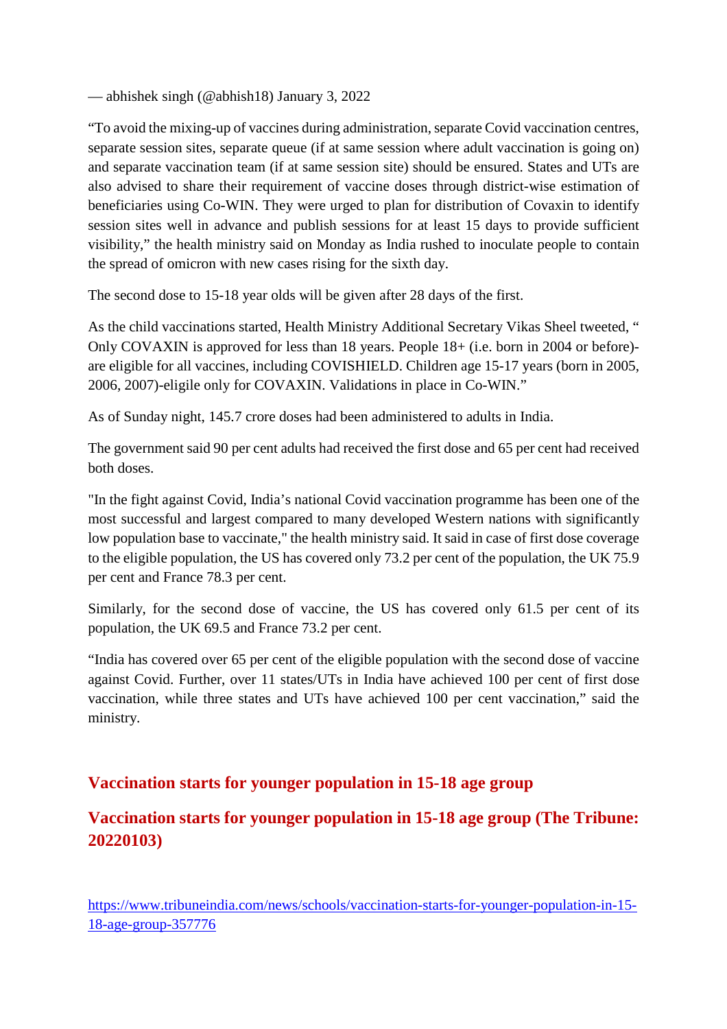— abhishek singh (@abhish18) January 3, 2022

“To avoid the mixing-up of vaccines during administration, separate Covid vaccination centres, separate session sites, separate queue (if at same session where adult vaccination is going on) and separate vaccination team (if at same session site) should be ensured. States and UTs are also advised to share their requirement of vaccine doses through district-wise estimation of beneficiaries using Co-WIN. They were urged to plan for distribution of Covaxin to identify session sites well in advance and publish sessions for at least 15 days to provide sufficient visibility,” the health ministry said on Monday as India rushed to inoculate people to contain the spread of omicron with new cases rising for the sixth day.

The second dose to 15-18 year olds will be given after 28 days of the first.

As the child vaccinations started, Health Ministry Additional Secretary Vikas Sheel tweeted, “ Only COVAXIN is approved for less than 18 years. People 18+ (i.e. born in 2004 or before)- are eligible for all vaccines, including COVISHIELD. Children age 15-17 years (born in 2005, 2006, 2007)-eligile only for COVAXIN. Validations in place in Co-WIN.”

As of Sunday night, 145.7 crore doses had been administered to adults in India.

The government said 90 per cent adults had received the first dose and 65 per cent had received both doses.

"In the fight against Covid, India’s national Covid vaccination programme has been one of the most successful and largest compared to many developed Western nations with significantly low population base to vaccinate," the health ministry said. It said in case of first dose coverage to the eligible population, the US has covered only 73.2 per cent of the population, the UK 75.9 per cent and France 78.3 per cent.

Similarly, for the second dose of vaccine, the US has covered only 61.5 per cent of its population, the UK 69.5 and France 73.2 per cent.

“India has covered over 65 per cent of the eligible population with the second dose of vaccine against Covid. Further, over 11 states/UTs in India have achieved 100 per cent of first dose vaccination, while three states and UTs have achieved 100 per cent vaccination,” said the ministry.

## Vaccination starts for younger population in 15-18 age group

## Vaccination starts for younger population in 15-18 age group (The Tribune: 20220103)

https://www.tribuneindia.com/news/schools/vaccination-starts-for-younger-population-in-15-18-age-group-357776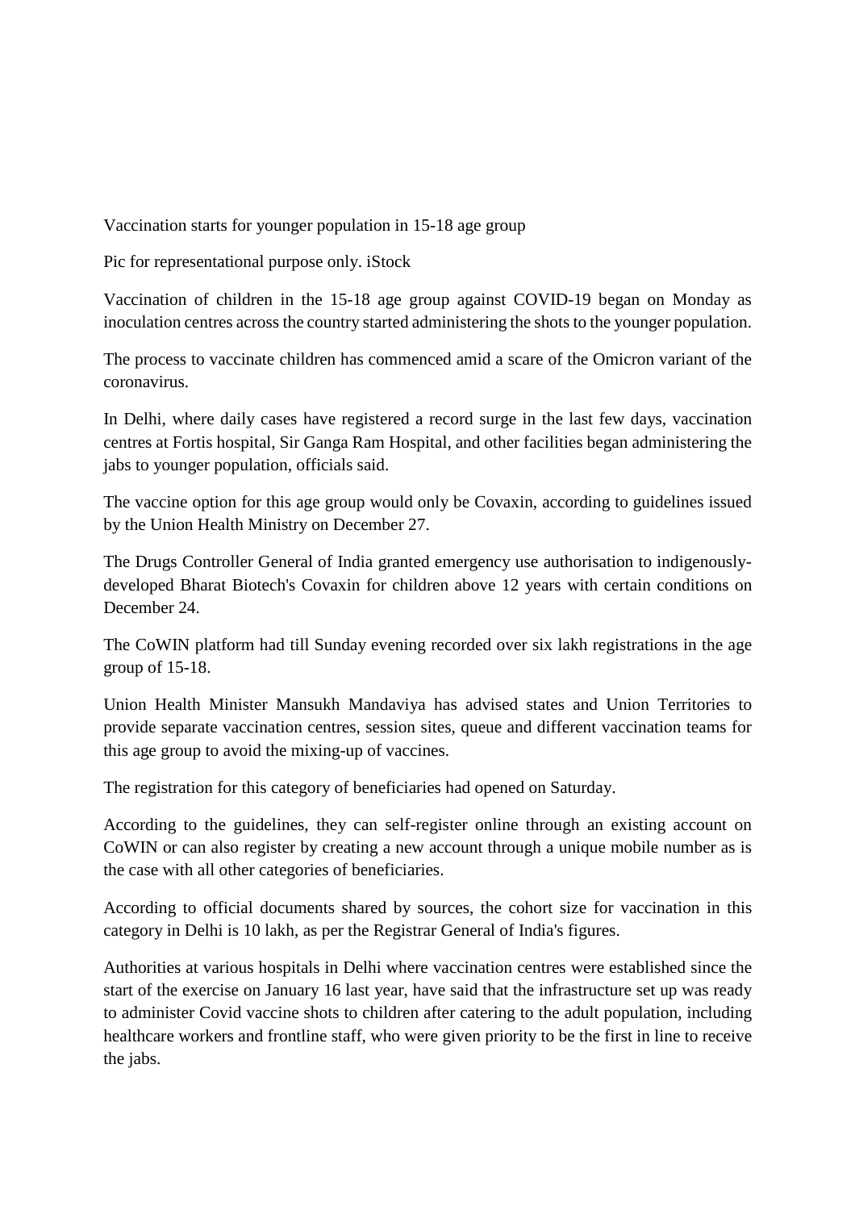Vaccination starts for younger population in 15-18 age group

Pic for representational purpose only. iStock

Vaccination of children in the 15-18 age group against COVID-19 began on Monday as inoculation centres across the country started administering the shots to the younger population.

The process to vaccinate children has commenced amid a scare of the Omicron variant of the coronavirus.

In Delhi, where daily cases have registered a record surge in the last few days, vaccination centres at Fortis hospital, Sir Ganga Ram Hospital, and other facilities began administering the jabs to younger population, officials said.

The vaccine option for this age group would only be Covaxin, according to guidelines issued by the Union Health Ministry on December 27.

The Drugs Controller General of India granted emergency use authorisation to indigenously-developed Bharat Biotech's Covaxin for children above 12 years with certain conditions on December 24.

The CoWIN platform had till Sunday evening recorded over six lakh registrations in the age group of 15-18.

Union Health Minister Mansukh Mandaviya has advised states and Union Territories to provide separate vaccination centres, session sites, queue and different vaccination teams for this age group to avoid the mixing-up of vaccines.

The registration for this category of beneficiaries had opened on Saturday.

According to the guidelines, they can self-register online through an existing account on CoWIN or can also register by creating a new account through a unique mobile number as is the case with all other categories of beneficiaries.

According to official documents shared by sources, the cohort size for vaccination in this category in Delhi is 10 lakh, as per the Registrar General of India's figures.

Authorities at various hospitals in Delhi where vaccination centres were established since the start of the exercise on January 16 last year, have said that the infrastructure set up was ready to administer Covid vaccine shots to children after catering to the adult population, including healthcare workers and frontline staff, who were given priority to be the first in line to receive the jabs.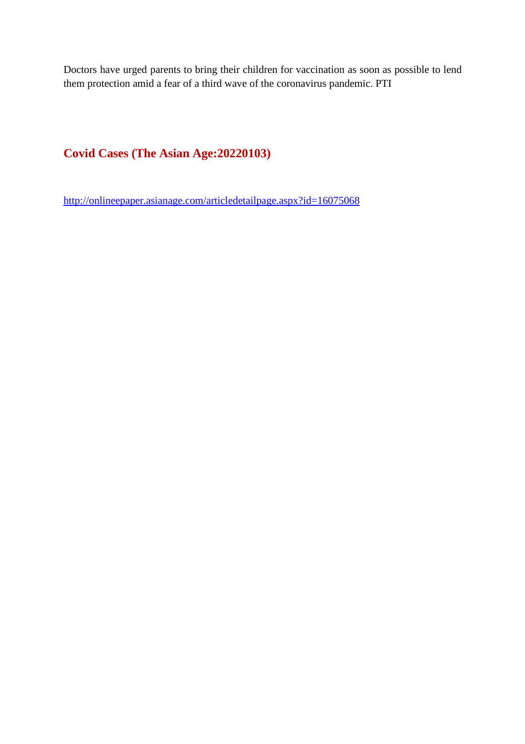Doctors have urged parents to bring their children for vaccination as soon as possible to lend them protection amid a fear of a third wave of the coronavirus pandemic. PTI

## Covid Cases (The Asian Age:20220103)

http://onlineepaper.asianage.com/articledetailpage.aspx?id=16075068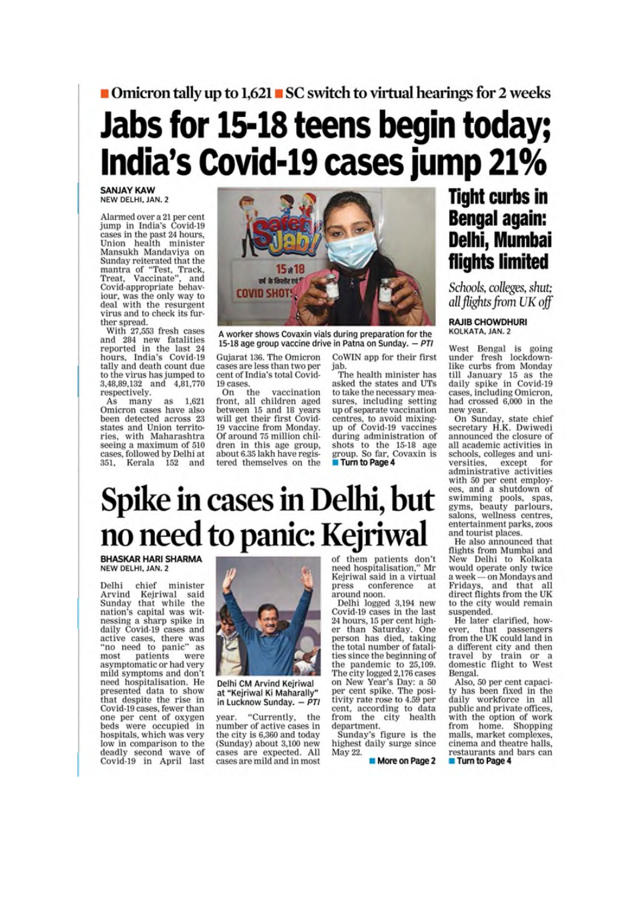■ Omicron tally up to 1,621 ■ SC switch to virtual hearings for 2 weeks

# Jabs for 15-18 teens begin today; India's Covid-19 cases jump 21%

**SANJAY KAW**
NEW DELHI, JAN. 2

Alarmed over a 21 per cent jump in India's Covid-19 cases in the past 24 hours, Union health minister Mansukh Mandaviya on Sunday reiterated that the mantra of "Test, Track, Treat, Vaccinate", and Covid-appropriate behaviour, was the only way to deal with the resurgent virus and to check its further spread.

With 27,553 fresh cases and 284 new fatalities reported in the last 24 hours, India's Covid-19 tally and death count due to the virus has jumped to 3,48,89,132 and 4,81,770 respectively.

As many as 1,621 Omicron cases have also been detected across 23 states and Union territories, with Maharashtra seeing a maximum of 510 cases, followed by Delhi at 351, Kerala 152 and Gujarat 136. The Omicron cases are less than two per cent of India's total Covid-19 cases.

On the vaccination front, all children aged between 15 and 18 years will get their first Covid-19 vaccine from Monday. Of around 75 million children in this age group, about 6.35 lakh have registered themselves on the CoWIN app for their first jab.

The health minister has asked the states and UTs to take the necessary measures, including setting up of separate vaccination centres, to avoid mixing-up of Covid-19 vaccines during administration of shots to the 15-18 age group. So far, Covaxin is

■ Turn to Page 4

A worker shows Covaxin vials during preparation for the 15-18 age group vaccine drive in Patna on Sunday. — *PTI*

# Spike in cases in Delhi, but no need to panic: Kejriwal

**BHASKAR HARI SHARMA**
NEW DELHI, JAN. 2

Delhi chief minister Arvind Kejriwal said Sunday that while the nation's capital was witnessing a sharp spike in daily Covid-19 cases and active cases, there was "no need to panic" as most patients were asymptomatic or had very mild symptoms and don't need hospitalisation. He presented data to show that despite the rise in Covid-19 cases, fewer than one per cent of oxygen beds were occupied in hospitals, which was very low in comparison to the deadly second wave of Covid-19 in April last year.

"Currently, the number of active cases in the city is 6,360 and today (Sunday) about 3,100 new cases are expected. All cases are mild and in most of them patients don't need hospitalisation," Mr Kejriwal said in a virtual press conference at around noon.

Delhi logged 3,194 new Covid-19 cases in the last 24 hours, 15 per cent higher than Saturday. One person has died, taking the total number of fatalities since the beginning of the pandemic to 25,109. The city logged 2,176 cases on New Year's Day: a 50 per cent spike. The positivity rate rose to 4.59 per cent, according to data from the city health department.

Sunday's figure is the highest daily surge since May 22.

■ More on Page 2

Delhi CM Arvind Kejriwal at "Kejriwal Ki Maharally" in Lucknow Sunday. — *PTI*

# Tight curbs in Bengal again: Delhi, Mumbai flights limited

*Schools, colleges, shut; all flights from UK off*

**RAJIB CHOWDHURI**
KOLKATA, JAN. 2

West Bengal is going under fresh lockdown-like curbs from Monday till January 15 as the daily spike in Covid-19 cases, including Omicron, had crossed 6,000 in the new year.

On Sunday, state chief secretary H.K. Dwiwedi announced the closure of all academic activities in schools, colleges and universities, except for administrative activities with 50 per cent employees, and a shutdown of swimming pools, spas, gyms, beauty parlours, salons, wellness centres, entertainment parks, zoos and tourist places.

He also announced that flights from Mumbai and New Delhi to Kolkata would operate only twice a week — on Mondays and Fridays, and that all direct flights from the UK to the city would remain suspended.

He later clarified, however, that passengers from the UK could land in a different city and then travel by train or a domestic flight to West Bengal.

Also, 50 per cent capacity has been fixed in the daily workforce in all public and private offices, with the option of work from home. Shopping malls, market complexes, cinema and theatre halls, restaurants and bars can

■ Turn to Page 4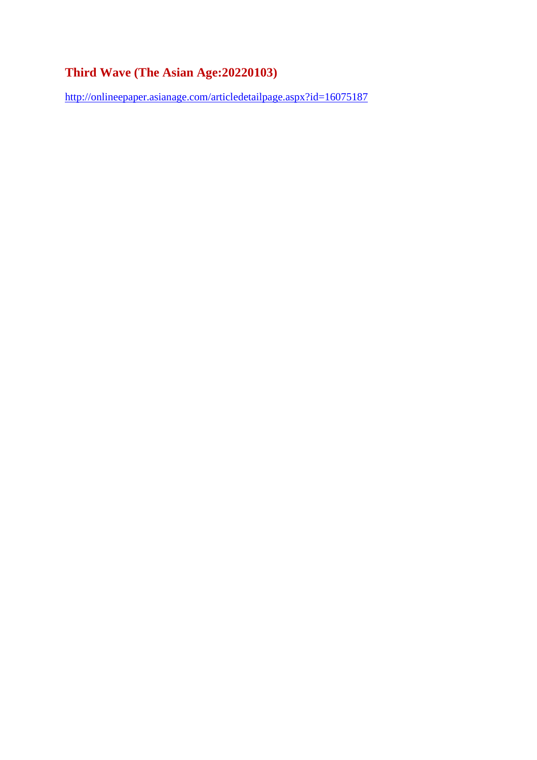## Third Wave (The Asian Age:20220103)

http://onlineepaper.asianage.com/articledetailpage.aspx?id=16075187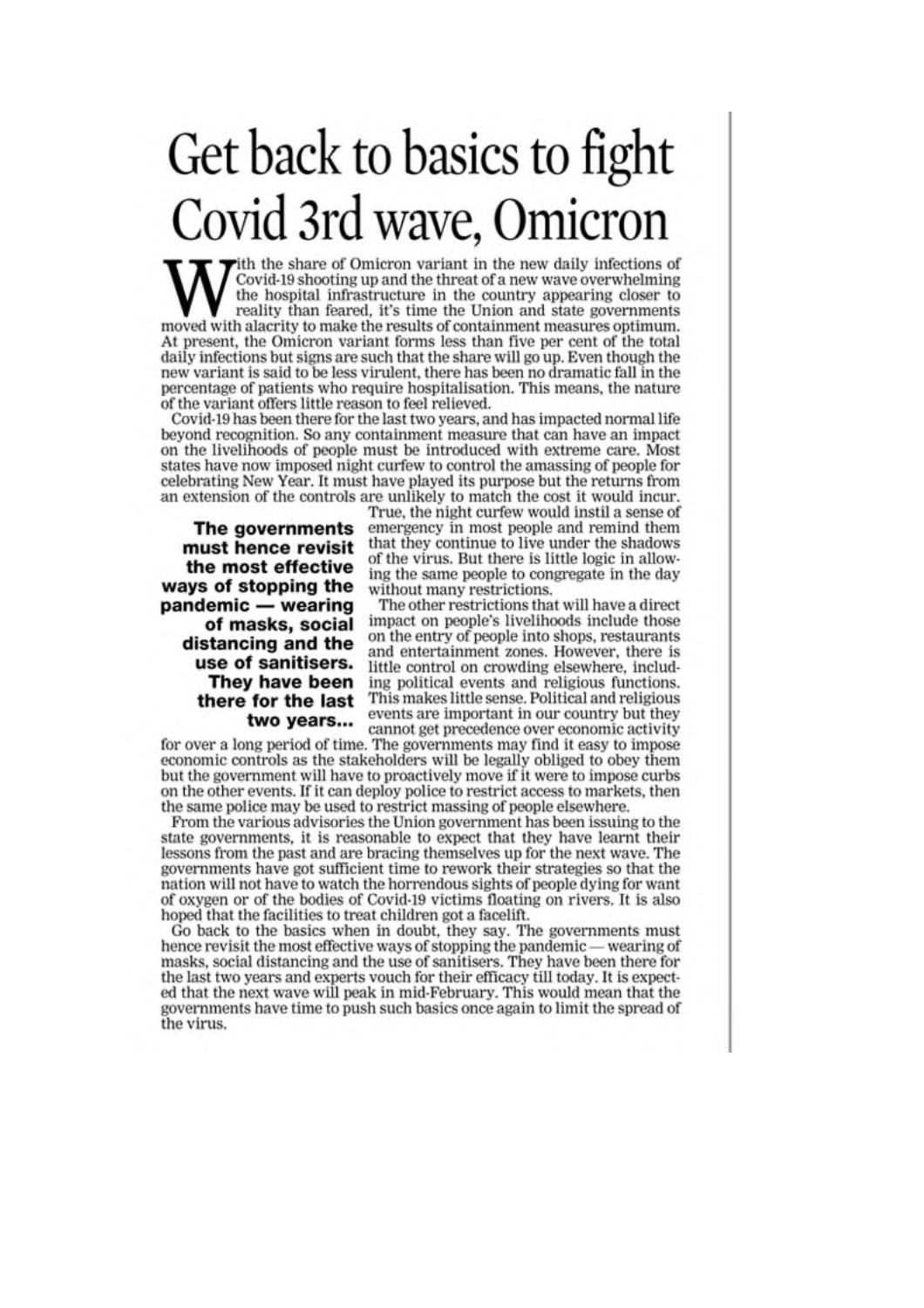# Get back to basics to fight Covid 3rd wave, Omicron

With the share of Omicron variant in the new daily infections of Covid-19 shooting up and the threat of a new wave overwhelming the hospital infrastructure in the country appearing closer to reality than feared, it's time the Union and state governments moved with alacrity to make the results of containment measures optimum. At present, the Omicron variant forms less than five per cent of the total daily infections but signs are such that the share will go up. Even though the new variant is said to be less virulent, there has been no dramatic fall in the percentage of patients who require hospitalisation. This means, the nature of the variant offers little reason to feel relieved.

Covid-19 has been there for the last two years, and has impacted normal life beyond recognition. So any containment measure that can have an impact on the livelihoods of people must be introduced with extreme care. Most states have now imposed night curfew to control the amassing of people for celebrating New Year. It must have played its purpose but the returns from an extension of the controls are unlikely to match the cost it would incur. True, the night curfew would instil a sense of emergency in most people and remind them that they continue to live under the shadows of the virus. But there is little logic in allowing the same people to congregate in the day without many restrictions.

**The governments must hence revisit the most effective ways of stopping the pandemic — wearing of masks, social distancing and the use of sanitisers. They have been there for the last two years...**

The other restrictions that will have a direct impact on people's livelihoods include those on the entry of people into shops, restaurants and entertainment zones. However, there is little control on crowding elsewhere, including political events and religious functions. This makes little sense. Political and religious events are important in our country but they cannot get precedence over economic activity for over a long period of time. The governments may find it easy to impose economic controls as the stakeholders will be legally obliged to obey them but the government will have to proactively move if it were to impose curbs on the other events. If it can deploy police to restrict access to markets, then the same police may be used to restrict massing of people elsewhere.

From the various advisories the Union government has been issuing to the state governments, it is reasonable to expect that they have learnt their lessons from the past and are bracing themselves up for the next wave. The governments have got sufficient time to rework their strategies so that the nation will not have to watch the horrendous sights of people dying for want of oxygen or of the bodies of Covid-19 victims floating on rivers. It is also hoped that the facilities to treat children got a facelift.

Go back to the basics when in doubt, they say. The governments must hence revisit the most effective ways of stopping the pandemic — wearing of masks, social distancing and the use of sanitisers. They have been there for the last two years and experts vouch for their efficacy till today. It is expected that the next wave will peak in mid-February. This would mean that the governments have time to push such basics once again to limit the spread of the virus.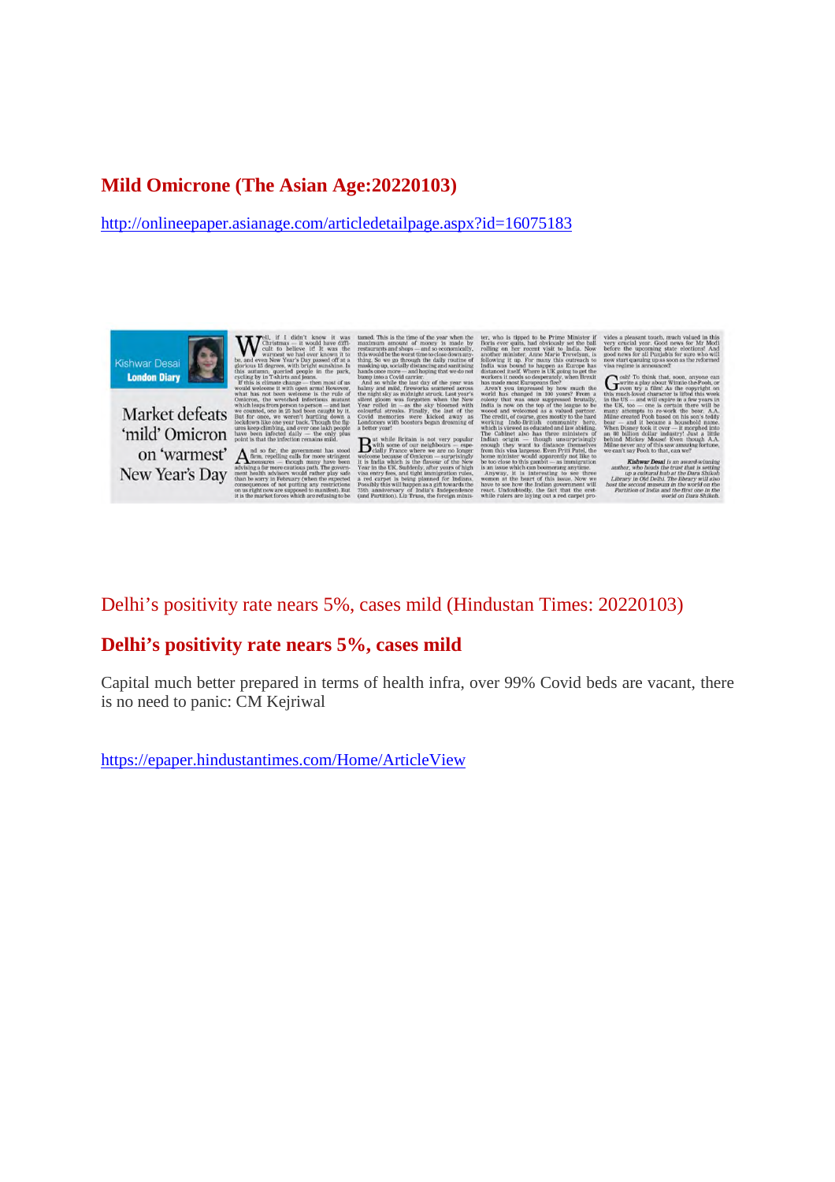## Mild Omicrone (The Asian Age:20220103)

http://onlineepaper.asianage.com/articledetailpage.aspx?id=16075183

Kishwar Desai
**London Diary**

### Market defeats 'mild' Omicron on 'warmest' New Year's Day

Delhi's positivity rate nears 5%, cases mild (Hindustan Times: 20220103)

## Delhi's positivity rate nears 5%, cases mild

Capital much better prepared in terms of health infra, over 99% Covid beds are vacant, there is no need to panic: CM Kejriwal

https://epaper.hindustantimes.com/Home/ArticleView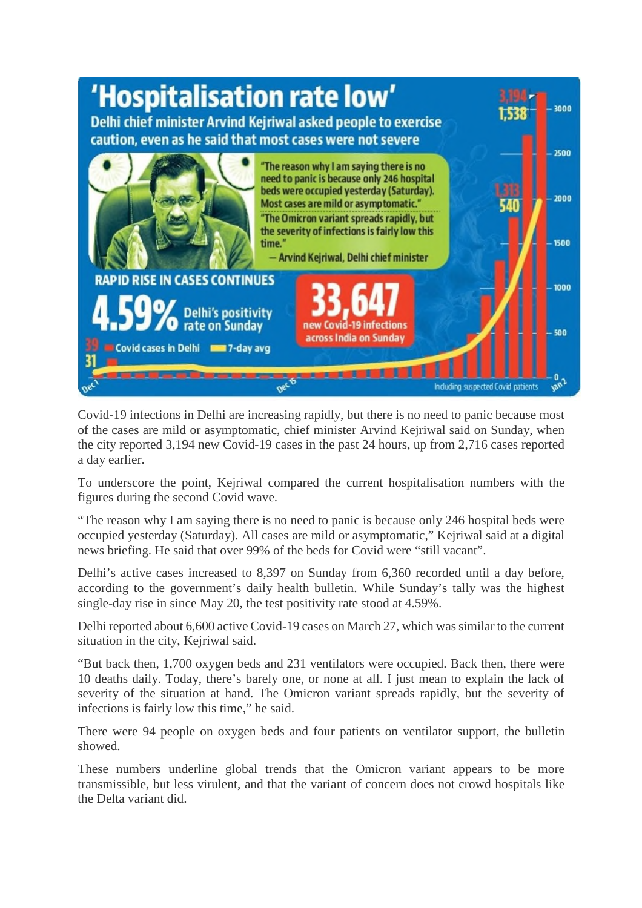# 'Hospitalisation rate low'

**Delhi chief minister Arvind Kejriwal asked people to exercise caution, even as he said that most cases were not severe**

"The reason why I am saying there is no need to panic is because only 246 hospital beds were occupied yesterday (Saturday). Most cases are mild or asymptomatic."
"The Omicron variant spreads rapidly, but the severity of infections is fairly low this time."
— Arvind Kejriwal, Delhi chief minister

**RAPID RISE IN CASES CONTINUES**

**4.59%** Delhi's positivity rate on Sunday

**33,647** new Covid-19 infections across India on Sunday

Covid cases in Delhi | 7-day avg

Including suspected Covid patients

Covid-19 infections in Delhi are increasing rapidly, but there is no need to panic because most of the cases are mild or asymptomatic, chief minister Arvind Kejriwal said on Sunday, when the city reported 3,194 new Covid-19 cases in the past 24 hours, up from 2,716 cases reported a day earlier.

To underscore the point, Kejriwal compared the current hospitalisation numbers with the figures during the second Covid wave.

"The reason why I am saying there is no need to panic is because only 246 hospital beds were occupied yesterday (Saturday). All cases are mild or asymptomatic," Kejriwal said at a digital news briefing. He said that over 99% of the beds for Covid were "still vacant".

Delhi's active cases increased to 8,397 on Sunday from 6,360 recorded until a day before, according to the government's daily health bulletin. While Sunday's tally was the highest single-day rise in since May 20, the test positivity rate stood at 4.59%.

Delhi reported about 6,600 active Covid-19 cases on March 27, which was similar to the current situation in the city, Kejriwal said.

"But back then, 1,700 oxygen beds and 231 ventilators were occupied. Back then, there were 10 deaths daily. Today, there's barely one, or none at all. I just mean to explain the lack of severity of the situation at hand. The Omicron variant spreads rapidly, but the severity of infections is fairly low this time," he said.

There were 94 people on oxygen beds and four patients on ventilator support, the bulletin showed.

These numbers underline global trends that the Omicron variant appears to be more transmissible, but less virulent, and that the variant of concern does not crowd hospitals like the Delta variant did.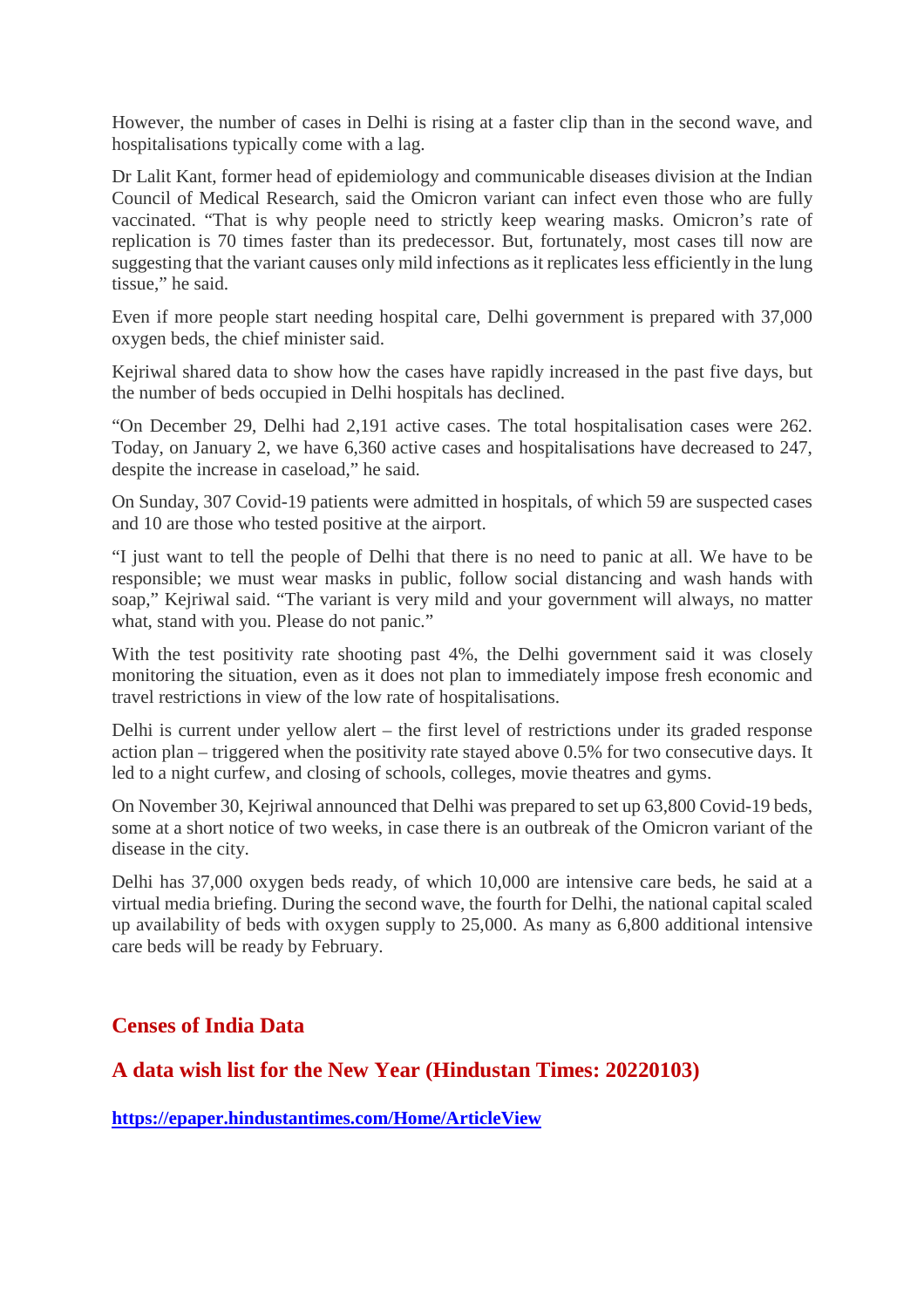However, the number of cases in Delhi is rising at a faster clip than in the second wave, and hospitalisations typically come with a lag.

Dr Lalit Kant, former head of epidemiology and communicable diseases division at the Indian Council of Medical Research, said the Omicron variant can infect even those who are fully vaccinated. "That is why people need to strictly keep wearing masks. Omicron's rate of replication is 70 times faster than its predecessor. But, fortunately, most cases till now are suggesting that the variant causes only mild infections as it replicates less efficiently in the lung tissue," he said.

Even if more people start needing hospital care, Delhi government is prepared with 37,000 oxygen beds, the chief minister said.

Kejriwal shared data to show how the cases have rapidly increased in the past five days, but the number of beds occupied in Delhi hospitals has declined.

"On December 29, Delhi had 2,191 active cases. The total hospitalisation cases were 262. Today, on January 2, we have 6,360 active cases and hospitalisations have decreased to 247, despite the increase in caseload," he said.

On Sunday, 307 Covid-19 patients were admitted in hospitals, of which 59 are suspected cases and 10 are those who tested positive at the airport.

"I just want to tell the people of Delhi that there is no need to panic at all. We have to be responsible; we must wear masks in public, follow social distancing and wash hands with soap," Kejriwal said. "The variant is very mild and your government will always, no matter what, stand with you. Please do not panic."

With the test positivity rate shooting past 4%, the Delhi government said it was closely monitoring the situation, even as it does not plan to immediately impose fresh economic and travel restrictions in view of the low rate of hospitalisations.

Delhi is current under yellow alert – the first level of restrictions under its graded response action plan – triggered when the positivity rate stayed above 0.5% for two consecutive days. It led to a night curfew, and closing of schools, colleges, movie theatres and gyms.

On November 30, Kejriwal announced that Delhi was prepared to set up 63,800 Covid-19 beds, some at a short notice of two weeks, in case there is an outbreak of the Omicron variant of the disease in the city.

Delhi has 37,000 oxygen beds ready, of which 10,000 are intensive care beds, he said at a virtual media briefing. During the second wave, the fourth for Delhi, the national capital scaled up availability of beds with oxygen supply to 25,000. As many as 6,800 additional intensive care beds will be ready by February.

## Censes of India Data

## A data wish list for the New Year (Hindustan Times: 20220103)

**https://epaper.hindustantimes.com/Home/ArticleView**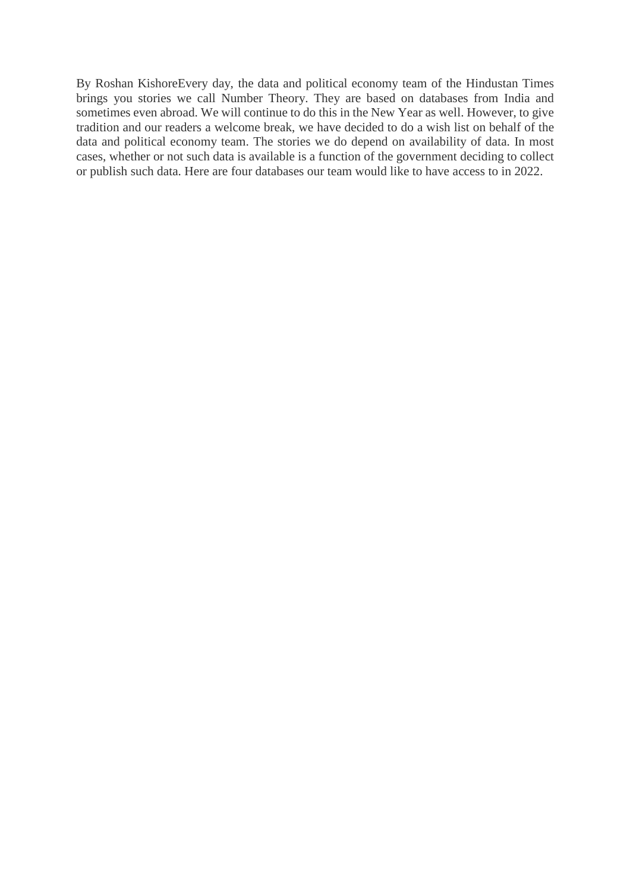By Roshan KishoreEvery day, the data and political economy team of the Hindustan Times brings you stories we call Number Theory. They are based on databases from India and sometimes even abroad. We will continue to do this in the New Year as well. However, to give tradition and our readers a welcome break, we have decided to do a wish list on behalf of the data and political economy team. The stories we do depend on availability of data. In most cases, whether or not such data is available is a function of the government deciding to collect or publish such data. Here are four databases our team would like to have access to in 2022.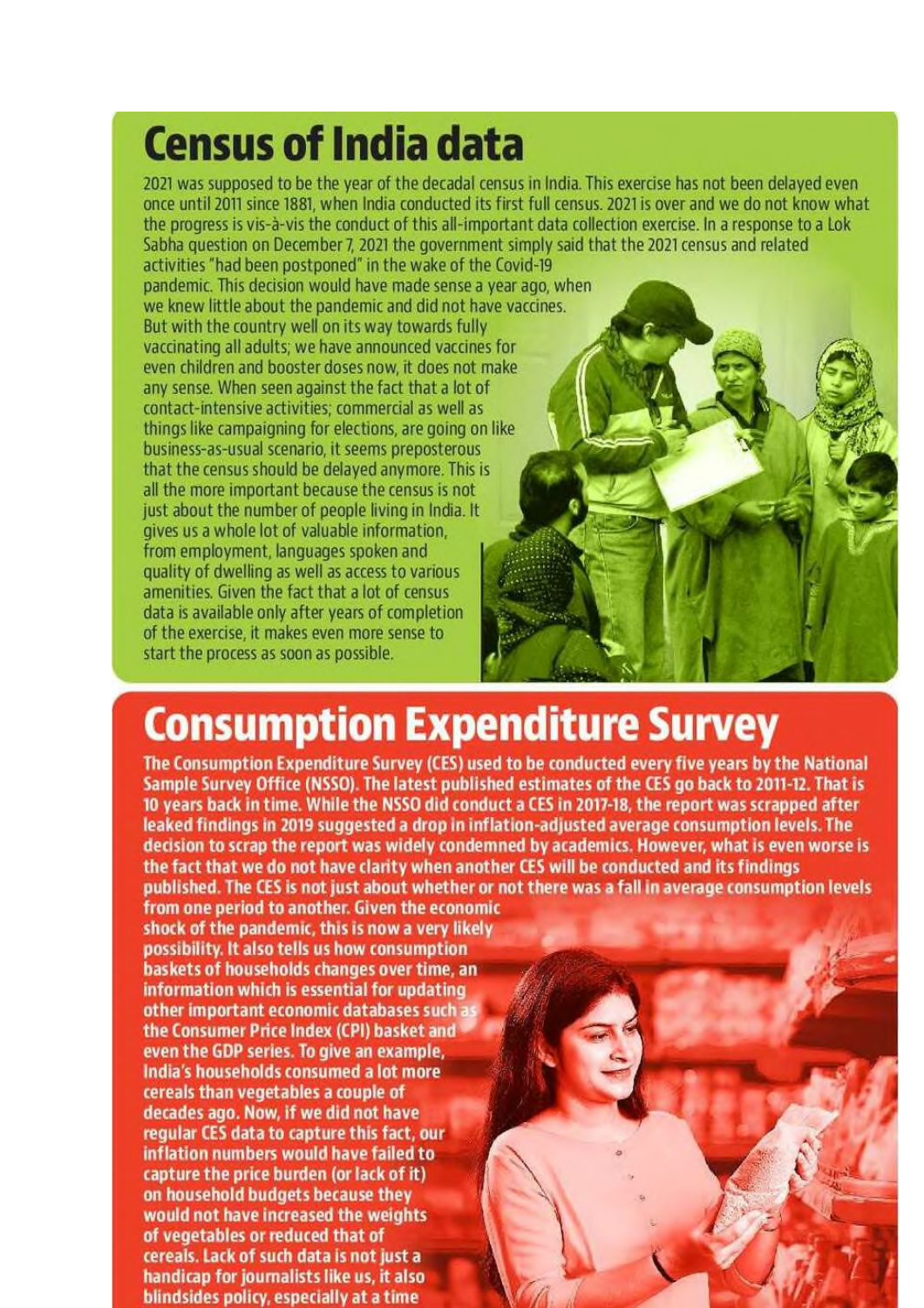## Census of India data

2021 was supposed to be the year of the decadal census in India. This exercise has not been delayed even once until 2011 since 1881, when India conducted its first full census. 2021 is over and we do not know what the progress is vis-à-vis the conduct of this all-important data collection exercise. In a response to a Lok Sabha question on December 7, 2021 the government simply said that the 2021 census and related activities "had been postponed" in the wake of the Covid-19 pandemic. This decision would have made sense a year ago, when we knew little about the pandemic and did not have vaccines. But with the country well on its way towards fully vaccinating all adults; we have announced vaccines for even children and booster doses now, it does not make any sense. When seen against the fact that a lot of contact-intensive activities; commercial as well as things like campaigning for elections, are going on like business-as-usual scenario, it seems preposterous that the census should be delayed anymore. This is all the more important because the census is not just about the number of people living in India. It gives us a whole lot of valuable information, from employment, languages spoken and quality of dwelling as well as access to various amenities. Given the fact that a lot of census data is available only after years of completion of the exercise, it makes even more sense to start the process as soon as possible.

## Consumption Expenditure Survey

**The Consumption Expenditure Survey (CES) used to be conducted every five years by the National Sample Survey Office (NSSO). The latest published estimates of the CES go back to 2011-12. That is 10 years back in time. While the NSSO did conduct a CES in 2017-18, the report was scrapped after leaked findings in 2019 suggested a drop in inflation-adjusted average consumption levels. The decision to scrap the report was widely condemned by academics. However, what is even worse is the fact that we do not have clarity when another CES will be conducted and its findings published. The CES is not just about whether or not there was a fall in average consumption levels from one period to another. Given the economic shock of the pandemic, this is now a very likely possibility. It also tells us how consumption baskets of households changes over time, an information which is essential for updating other important economic databases such as the Consumer Price Index (CPI) basket and even the GDP series. To give an example, India's households consumed a lot more cereals than vegetables a couple of decades ago. Now, if we did not have regular CES data to capture this fact, our inflation numbers would have failed to capture the price burden (or lack of it) on household budgets because they would not have increased the weights of vegetables or reduced that of cereals. Lack of such data is not just a handicap for journalists like us, it also blindsides policy, especially at a time**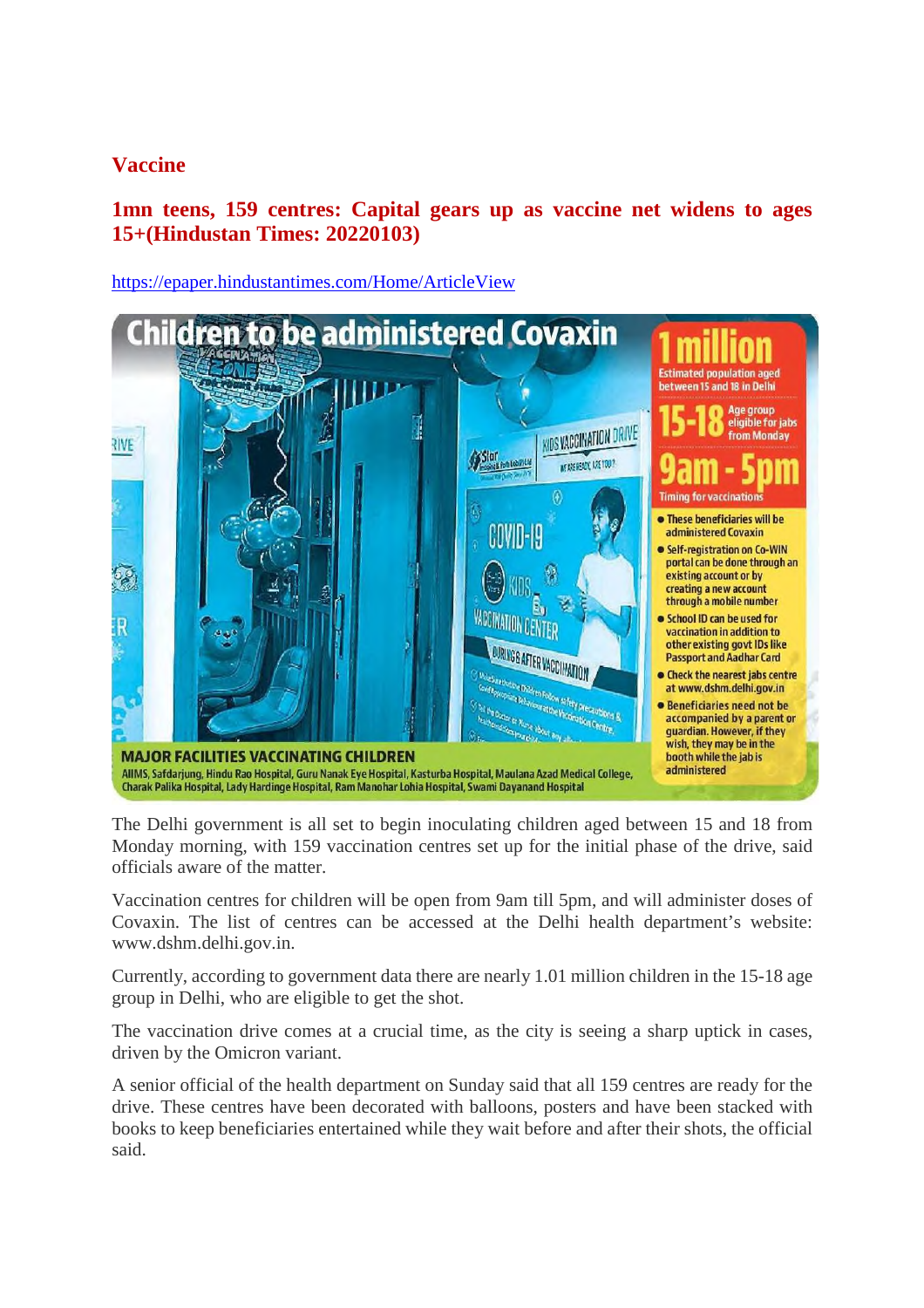## Vaccine

### 1mn teens, 159 centres: Capital gears up as vaccine net widens to ages 15+(Hindustan Times: 20220103)

https://epaper.hindustantimes.com/Home/ArticleView

**Children to be administered Covaxin**

**1 million**
Estimated population aged between 15 and 18 in Delhi

**15-18** Age group eligible for jabs from Monday

**9am - 5pm** Timing for vaccinations

- These beneficiaries will be administered Covaxin
- Self-registration on Co-WIN portal can be done through an existing account or by creating a new account through a mobile number
- School ID can be used for vaccination in addition to other existing govt IDs like Passport and Aadhar Card
- Check the nearest jabs centre at www.dshm.delhi.gov.in
- Beneficiaries need not be accompanied by a parent or guardian. However, if they wish, they may be in the booth while the jab is administered

**MAJOR FACILITIES VACCINATING CHILDREN**
AIIMS, Safdarjung, Hindu Rao Hospital, Guru Nanak Eye Hospital, Kasturba Hospital, Maulana Azad Medical College, Charak Palika Hospital, Lady Hardinge Hospital, Ram Manohar Lohia Hospital, Swami Dayanand Hospital

The Delhi government is all set to begin inoculating children aged between 15 and 18 from Monday morning, with 159 vaccination centres set up for the initial phase of the drive, said officials aware of the matter.

Vaccination centres for children will be open from 9am till 5pm, and will administer doses of Covaxin. The list of centres can be accessed at the Delhi health department's website: www.dshm.delhi.gov.in.

Currently, according to government data there are nearly 1.01 million children in the 15-18 age group in Delhi, who are eligible to get the shot.

The vaccination drive comes at a crucial time, as the city is seeing a sharp uptick in cases, driven by the Omicron variant.

A senior official of the health department on Sunday said that all 159 centres are ready for the drive. These centres have been decorated with balloons, posters and have been stacked with books to keep beneficiaries entertained while they wait before and after their shots, the official said.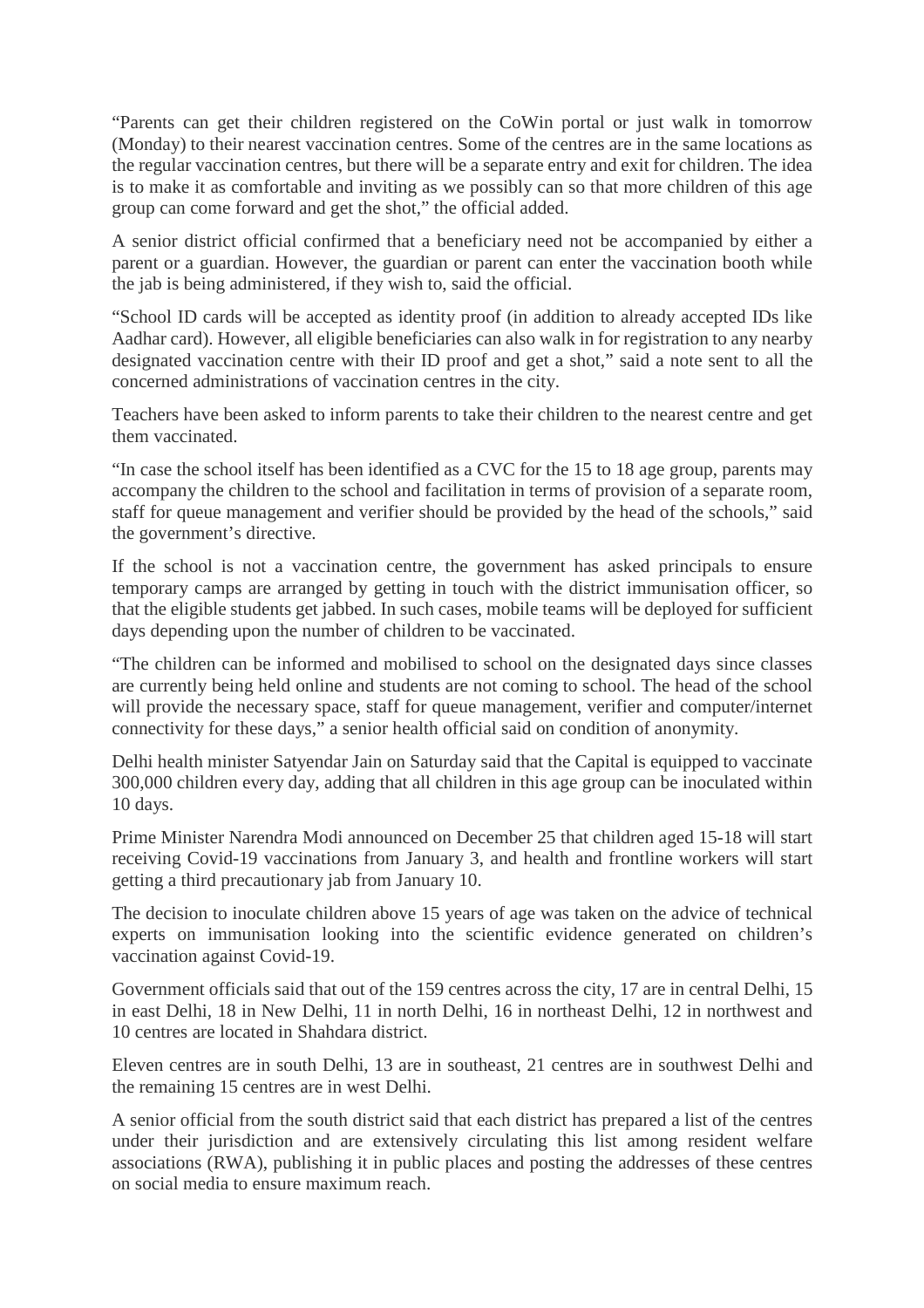"Parents can get their children registered on the CoWin portal or just walk in tomorrow (Monday) to their nearest vaccination centres. Some of the centres are in the same locations as the regular vaccination centres, but there will be a separate entry and exit for children. The idea is to make it as comfortable and inviting as we possibly can so that more children of this age group can come forward and get the shot," the official added.

A senior district official confirmed that a beneficiary need not be accompanied by either a parent or a guardian. However, the guardian or parent can enter the vaccination booth while the jab is being administered, if they wish to, said the official.

"School ID cards will be accepted as identity proof (in addition to already accepted IDs like Aadhar card). However, all eligible beneficiaries can also walk in for registration to any nearby designated vaccination centre with their ID proof and get a shot," said a note sent to all the concerned administrations of vaccination centres in the city.

Teachers have been asked to inform parents to take their children to the nearest centre and get them vaccinated.

"In case the school itself has been identified as a CVC for the 15 to 18 age group, parents may accompany the children to the school and facilitation in terms of provision of a separate room, staff for queue management and verifier should be provided by the head of the schools," said the government's directive.

If the school is not a vaccination centre, the government has asked principals to ensure temporary camps are arranged by getting in touch with the district immunisation officer, so that the eligible students get jabbed. In such cases, mobile teams will be deployed for sufficient days depending upon the number of children to be vaccinated.

"The children can be informed and mobilised to school on the designated days since classes are currently being held online and students are not coming to school. The head of the school will provide the necessary space, staff for queue management, verifier and computer/internet connectivity for these days," a senior health official said on condition of anonymity.

Delhi health minister Satyendar Jain on Saturday said that the Capital is equipped to vaccinate 300,000 children every day, adding that all children in this age group can be inoculated within 10 days.

Prime Minister Narendra Modi announced on December 25 that children aged 15-18 will start receiving Covid-19 vaccinations from January 3, and health and frontline workers will start getting a third precautionary jab from January 10.

The decision to inoculate children above 15 years of age was taken on the advice of technical experts on immunisation looking into the scientific evidence generated on children's vaccination against Covid-19.

Government officials said that out of the 159 centres across the city, 17 are in central Delhi, 15 in east Delhi, 18 in New Delhi, 11 in north Delhi, 16 in northeast Delhi, 12 in northwest and 10 centres are located in Shahdara district.

Eleven centres are in south Delhi, 13 are in southeast, 21 centres are in southwest Delhi and the remaining 15 centres are in west Delhi.

A senior official from the south district said that each district has prepared a list of the centres under their jurisdiction and are extensively circulating this list among resident welfare associations (RWA), publishing it in public places and posting the addresses of these centres on social media to ensure maximum reach.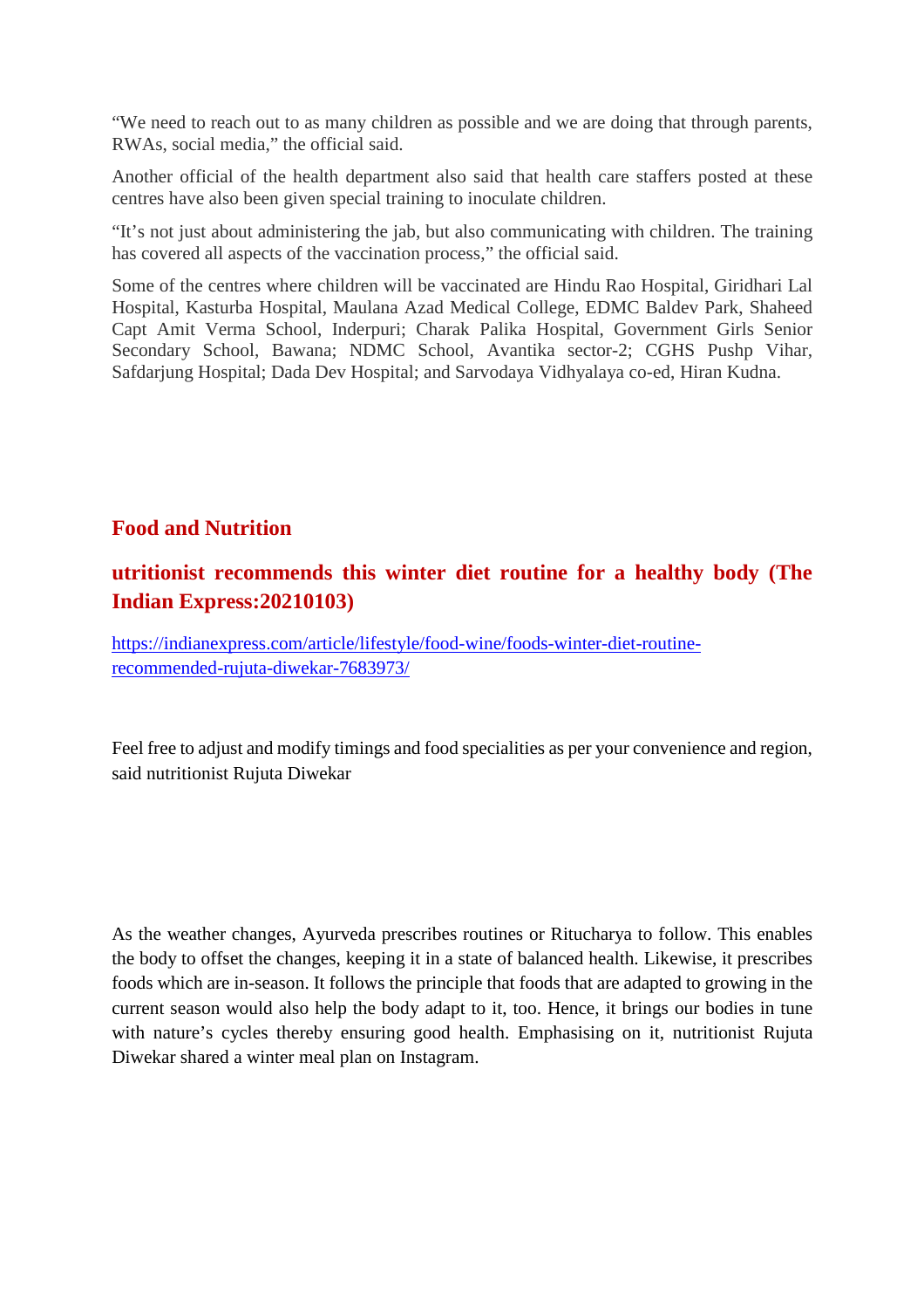"We need to reach out to as many children as possible and we are doing that through parents, RWAs, social media," the official said.

Another official of the health department also said that health care staffers posted at these centres have also been given special training to inoculate children.

"It's not just about administering the jab, but also communicating with children. The training has covered all aspects of the vaccination process," the official said.

Some of the centres where children will be vaccinated are Hindu Rao Hospital, Giridhari Lal Hospital, Kasturba Hospital, Maulana Azad Medical College, EDMC Baldev Park, Shaheed Capt Amit Verma School, Inderpuri; Charak Palika Hospital, Government Girls Senior Secondary School, Bawana; NDMC School, Avantika sector-2; CGHS Pushp Vihar, Safdarjung Hospital; Dada Dev Hospital; and Sarvodaya Vidhyalaya co-ed, Hiran Kudna.

## Food and Nutrition

### utritionist recommends this winter diet routine for a healthy body (The Indian Express:20210103)

https://indianexpress.com/article/lifestyle/food-wine/foods-winter-diet-routine-recommended-rujuta-diwekar-7683973/

Feel free to adjust and modify timings and food specialities as per your convenience and region, said nutritionist Rujuta Diwekar

As the weather changes, Ayurveda prescribes routines or Ritucharya to follow. This enables the body to offset the changes, keeping it in a state of balanced health. Likewise, it prescribes foods which are in-season. It follows the principle that foods that are adapted to growing in the current season would also help the body adapt to it, too. Hence, it brings our bodies in tune with nature's cycles thereby ensuring good health. Emphasising on it, nutritionist Rujuta Diwekar shared a winter meal plan on Instagram.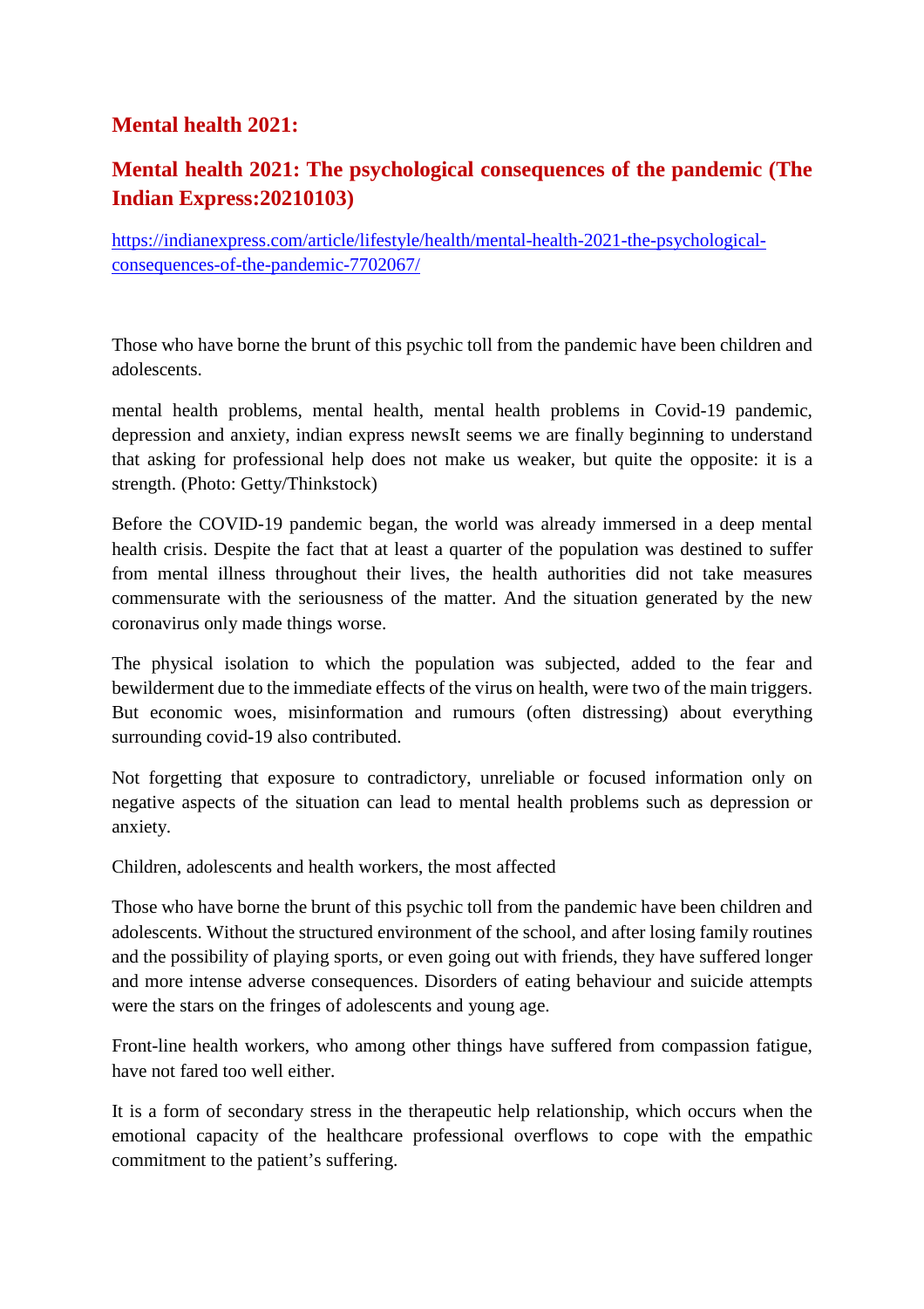## Mental health 2021:

## Mental health 2021: The psychological consequences of the pandemic (The Indian Express:20210103)

https://indianexpress.com/article/lifestyle/health/mental-health-2021-the-psychological-consequences-of-the-pandemic-7702067/

Those who have borne the brunt of this psychic toll from the pandemic have been children and adolescents.

mental health problems, mental health, mental health problems in Covid-19 pandemic, depression and anxiety, indian express newsIt seems we are finally beginning to understand that asking for professional help does not make us weaker, but quite the opposite: it is a strength. (Photo: Getty/Thinkstock)

Before the COVID-19 pandemic began, the world was already immersed in a deep mental health crisis. Despite the fact that at least a quarter of the population was destined to suffer from mental illness throughout their lives, the health authorities did not take measures commensurate with the seriousness of the matter. And the situation generated by the new coronavirus only made things worse.

The physical isolation to which the population was subjected, added to the fear and bewilderment due to the immediate effects of the virus on health, were two of the main triggers. But economic woes, misinformation and rumours (often distressing) about everything surrounding covid-19 also contributed.

Not forgetting that exposure to contradictory, unreliable or focused information only on negative aspects of the situation can lead to mental health problems such as depression or anxiety.

Children, adolescents and health workers, the most affected

Those who have borne the brunt of this psychic toll from the pandemic have been children and adolescents. Without the structured environment of the school, and after losing family routines and the possibility of playing sports, or even going out with friends, they have suffered longer and more intense adverse consequences. Disorders of eating behaviour and suicide attempts were the stars on the fringes of adolescents and young age.

Front-line health workers, who among other things have suffered from compassion fatigue, have not fared too well either.

It is a form of secondary stress in the therapeutic help relationship, which occurs when the emotional capacity of the healthcare professional overflows to cope with the empathic commitment to the patient's suffering.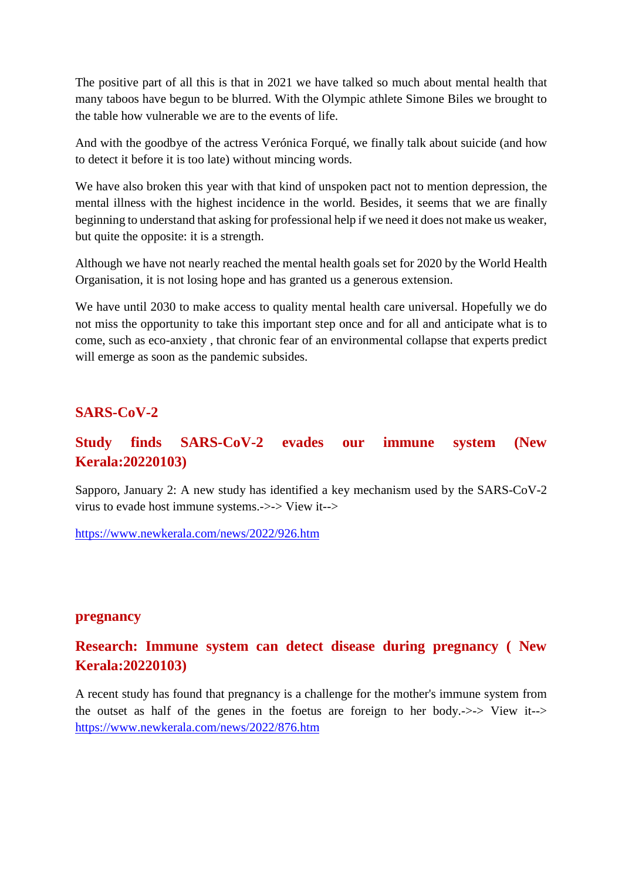The positive part of all this is that in 2021 we have talked so much about mental health that many taboos have begun to be blurred. With the Olympic athlete Simone Biles we brought to the table how vulnerable we are to the events of life.

And with the goodbye of the actress Verónica Forqué, we finally talk about suicide (and how to detect it before it is too late) without mincing words.

We have also broken this year with that kind of unspoken pact not to mention depression, the mental illness with the highest incidence in the world. Besides, it seems that we are finally beginning to understand that asking for professional help if we need it does not make us weaker, but quite the opposite: it is a strength.

Although we have not nearly reached the mental health goals set for 2020 by the World Health Organisation, it is not losing hope and has granted us a generous extension.

We have until 2030 to make access to quality mental health care universal. Hopefully we do not miss the opportunity to take this important step once and for all and anticipate what is to come, such as eco-anxiety , that chronic fear of an environmental collapse that experts predict will emerge as soon as the pandemic subsides.

## SARS-CoV-2

## Study finds SARS-CoV-2 evades our immune system (New Kerala:20220103)

Sapporo, January 2: A new study has identified a key mechanism used by the SARS-CoV-2 virus to evade host immune systems.->-> View it-->

https://www.newkerala.com/news/2022/926.htm

## pregnancy

## Research: Immune system can detect disease during pregnancy ( New Kerala:20220103)

A recent study has found that pregnancy is a challenge for the mother's immune system from the outset as half of the genes in the foetus are foreign to her body.->-> View it--> https://www.newkerala.com/news/2022/876.htm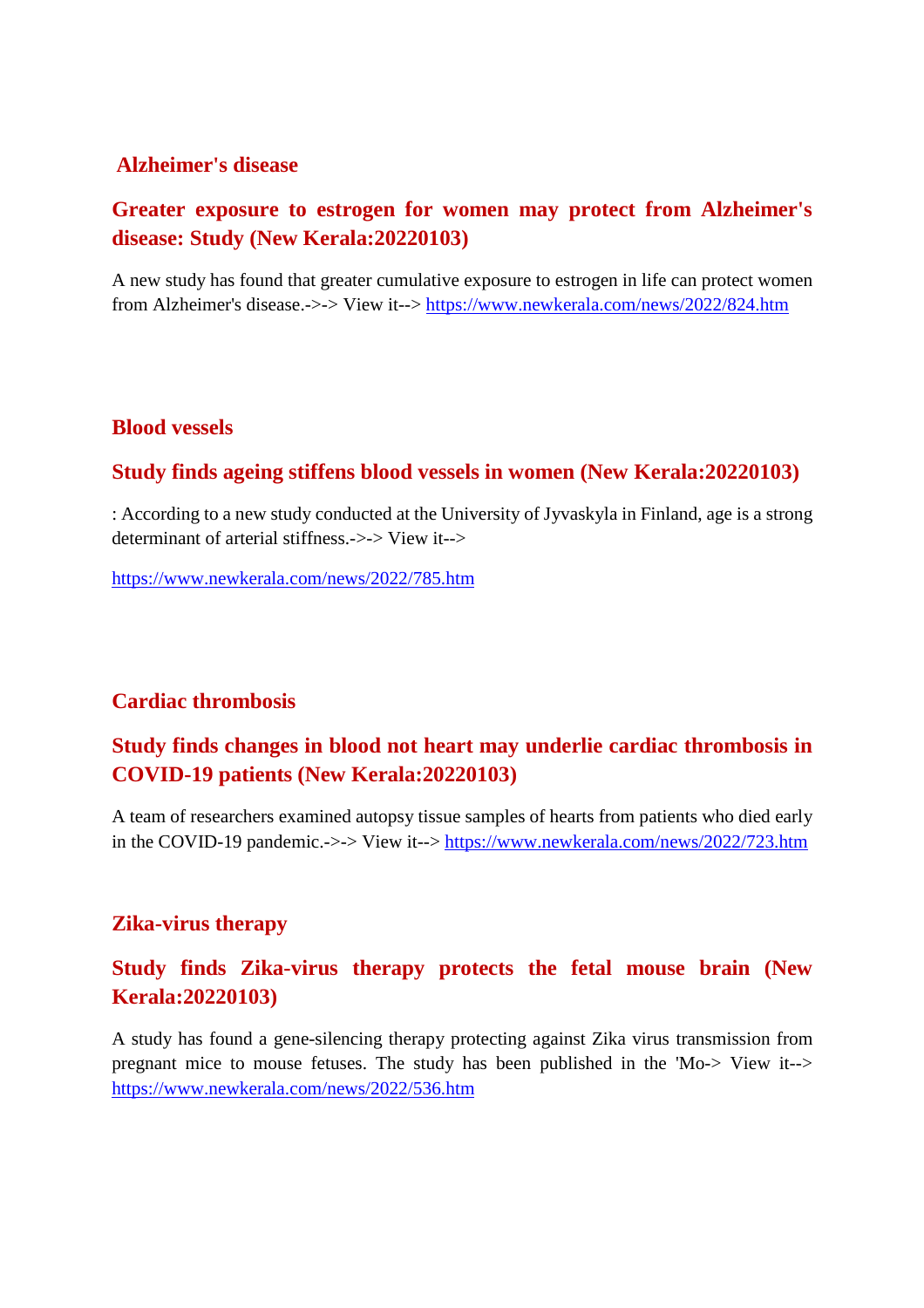## Alzheimer's disease

### Greater exposure to estrogen for women may protect from Alzheimer's disease: Study (New Kerala:20220103)

A new study has found that greater cumulative exposure to estrogen in life can protect women from Alzheimer's disease.->-> View it--> https://www.newkerala.com/news/2022/824.htm

## Blood vessels

### Study finds ageing stiffens blood vessels in women (New Kerala:20220103)

: According to a new study conducted at the University of Jyvaskyla in Finland, age is a strong determinant of arterial stiffness.->-> View it-->

https://www.newkerala.com/news/2022/785.htm

## Cardiac thrombosis

### Study finds changes in blood not heart may underlie cardiac thrombosis in COVID-19 patients (New Kerala:20220103)

A team of researchers examined autopsy tissue samples of hearts from patients who died early in the COVID-19 pandemic.->-> View it--> https://www.newkerala.com/news/2022/723.htm

## Zika-virus therapy

### Study finds Zika-virus therapy protects the fetal mouse brain (New Kerala:20220103)

A study has found a gene-silencing therapy protecting against Zika virus transmission from pregnant mice to mouse fetuses. The study has been published in the 'Mo-> View it--> https://www.newkerala.com/news/2022/536.htm